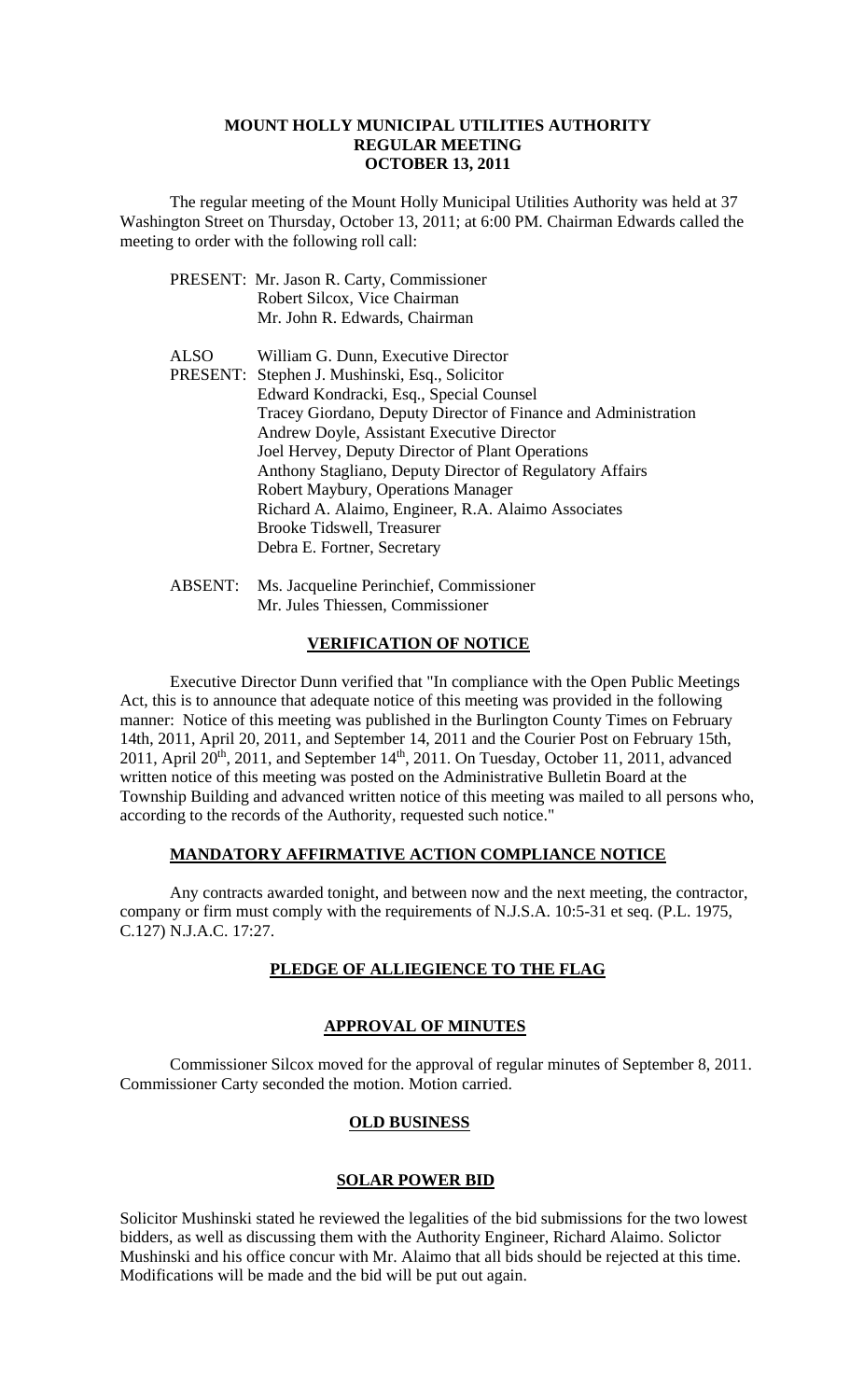# MOUNT HOLLY MUNICIPAL UTILITIES AUTHORITY
## REGULAR MEETING
## OCTOBER 13, 2011

The regular meeting of the Mount Holly Municipal Utilities Authority was held at 37 Washington Street on Thursday, October 13, 2011; at 6:00 PM. Chairman Edwards called the meeting to order with the following roll call:

PRESENT: Mr. Jason R. Carty, Commissioner
Robert Silcox, Vice Chairman
Mr. John R. Edwards, Chairman

ALSO PRESENT: William G. Dunn, Executive Director
Stephen J. Mushinski, Esq., Solicitor
Edward Kondracki, Esq., Special Counsel
Tracey Giordano, Deputy Director of Finance and Administration
Andrew Doyle, Assistant Executive Director
Joel Hervey, Deputy Director of Plant Operations
Anthony Stagliano, Deputy Director of Regulatory Affairs
Robert Maybury, Operations Manager
Richard A. Alaimo, Engineer, R.A. Alaimo Associates
Brooke Tidswell, Treasurer
Debra E. Fortner, Secretary

ABSENT: Ms. Jacqueline Perinchief, Commissioner
Mr. Jules Thiessen, Commissioner

### VERIFICATION OF NOTICE

Executive Director Dunn verified that "In compliance with the Open Public Meetings Act, this is to announce that adequate notice of this meeting was provided in the following manner: Notice of this meeting was published in the Burlington County Times on February 14th, 2011, April 20, 2011, and September 14, 2011 and the Courier Post on February 15th, 2011, April 20th, 2011, and September 14th, 2011. On Tuesday, October 11, 2011, advanced written notice of this meeting was posted on the Administrative Bulletin Board at the Township Building and advanced written notice of this meeting was mailed to all persons who, according to the records of the Authority, requested such notice."

### MANDATORY AFFIRMATIVE ACTION COMPLIANCE NOTICE

Any contracts awarded tonight, and between now and the next meeting, the contractor, company or firm must comply with the requirements of N.J.S.A. 10:5-31 et seq. (P.L. 1975, C.127) N.J.A.C. 17:27.

### PLEDGE OF ALLIEGIENCE TO THE FLAG

### APPROVAL OF MINUTES

Commissioner Silcox moved for the approval of regular minutes of September 8, 2011. Commissioner Carty seconded the motion. Motion carried.

### OLD BUSINESS

### SOLAR POWER BID

Solicitor Mushinski stated he reviewed the legalities of the bid submissions for the two lowest bidders, as well as discussing them with the Authority Engineer, Richard Alaimo. Solictor Mushinski and his office concur with Mr. Alaimo that all bids should be rejected at this time. Modifications will be made and the bid will be put out again.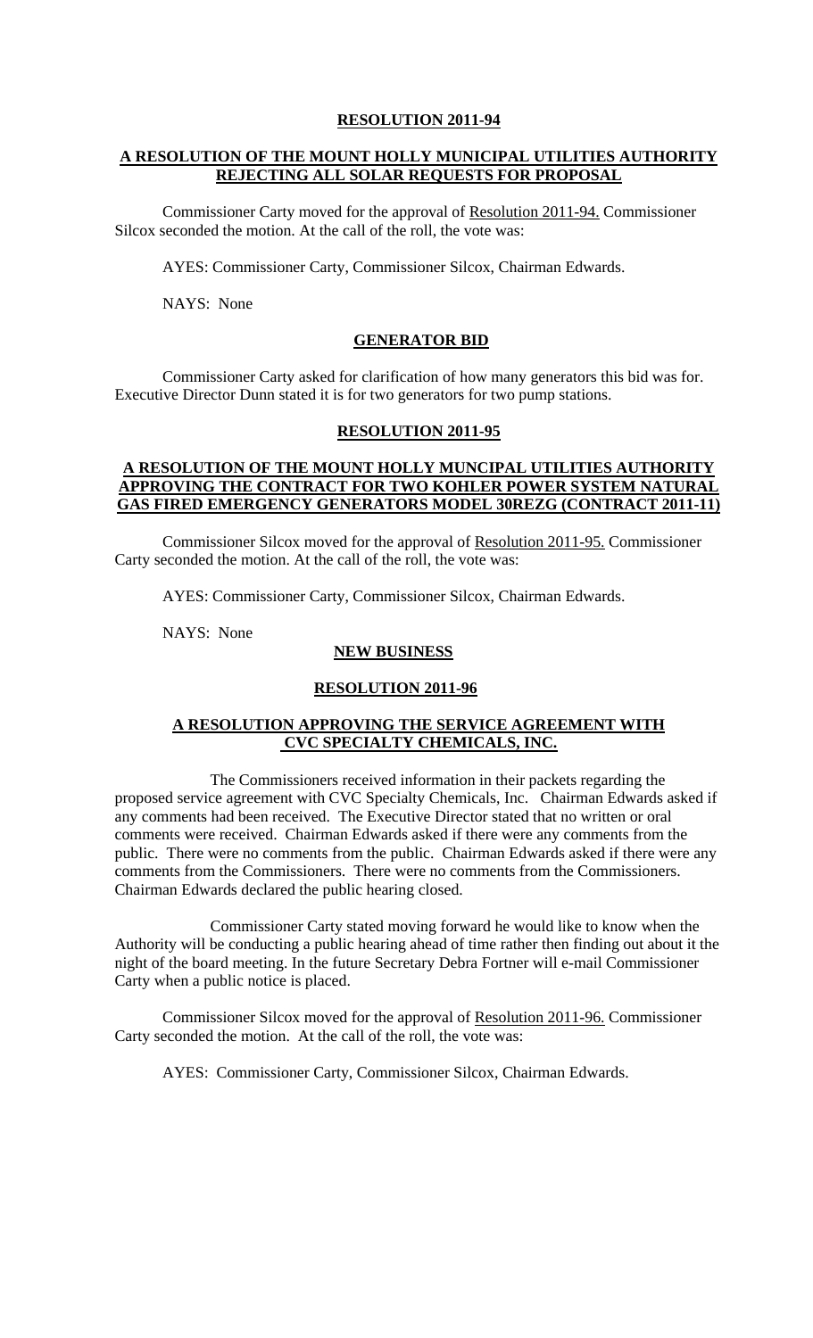**RESOLUTION 2011-94**

**A RESOLUTION OF THE MOUNT HOLLY MUNICIPAL UTILITIES AUTHORITY REJECTING ALL SOLAR REQUESTS FOR PROPOSAL**

Commissioner Carty moved for the approval of Resolution 2011-94. Commissioner Silcox seconded the motion. At the call of the roll, the vote was:

AYES: Commissioner Carty, Commissioner Silcox, Chairman Edwards.

NAYS: None

**GENERATOR BID**

Commissioner Carty asked for clarification of how many generators this bid was for. Executive Director Dunn stated it is for two generators for two pump stations.

**RESOLUTION 2011-95**

**A RESOLUTION OF THE MOUNT HOLLY MUNCIPAL UTILITIES AUTHORITY APPROVING THE CONTRACT FOR TWO KOHLER POWER SYSTEM NATURAL GAS FIRED EMERGENCY GENERATORS MODEL 30REZG (CONTRACT 2011-11)**

Commissioner Silcox moved for the approval of Resolution 2011-95. Commissioner Carty seconded the motion. At the call of the roll, the vote was:

AYES: Commissioner Carty, Commissioner Silcox, Chairman Edwards.

NAYS: None

**NEW BUSINESS**

**RESOLUTION 2011-96**

**A RESOLUTION APPROVING THE SERVICE AGREEMENT WITH CVC SPECIALTY CHEMICALS, INC.**

The Commissioners received information in their packets regarding the proposed service agreement with CVC Specialty Chemicals, Inc. Chairman Edwards asked if any comments had been received. The Executive Director stated that no written or oral comments were received. Chairman Edwards asked if there were any comments from the public. There were no comments from the public. Chairman Edwards asked if there were any comments from the Commissioners. There were no comments from the Commissioners. Chairman Edwards declared the public hearing closed.

Commissioner Carty stated moving forward he would like to know when the Authority will be conducting a public hearing ahead of time rather then finding out about it the night of the board meeting. In the future Secretary Debra Fortner will e-mail Commissioner Carty when a public notice is placed.

Commissioner Silcox moved for the approval of Resolution 2011-96. Commissioner Carty seconded the motion. At the call of the roll, the vote was:

AYES: Commissioner Carty, Commissioner Silcox, Chairman Edwards.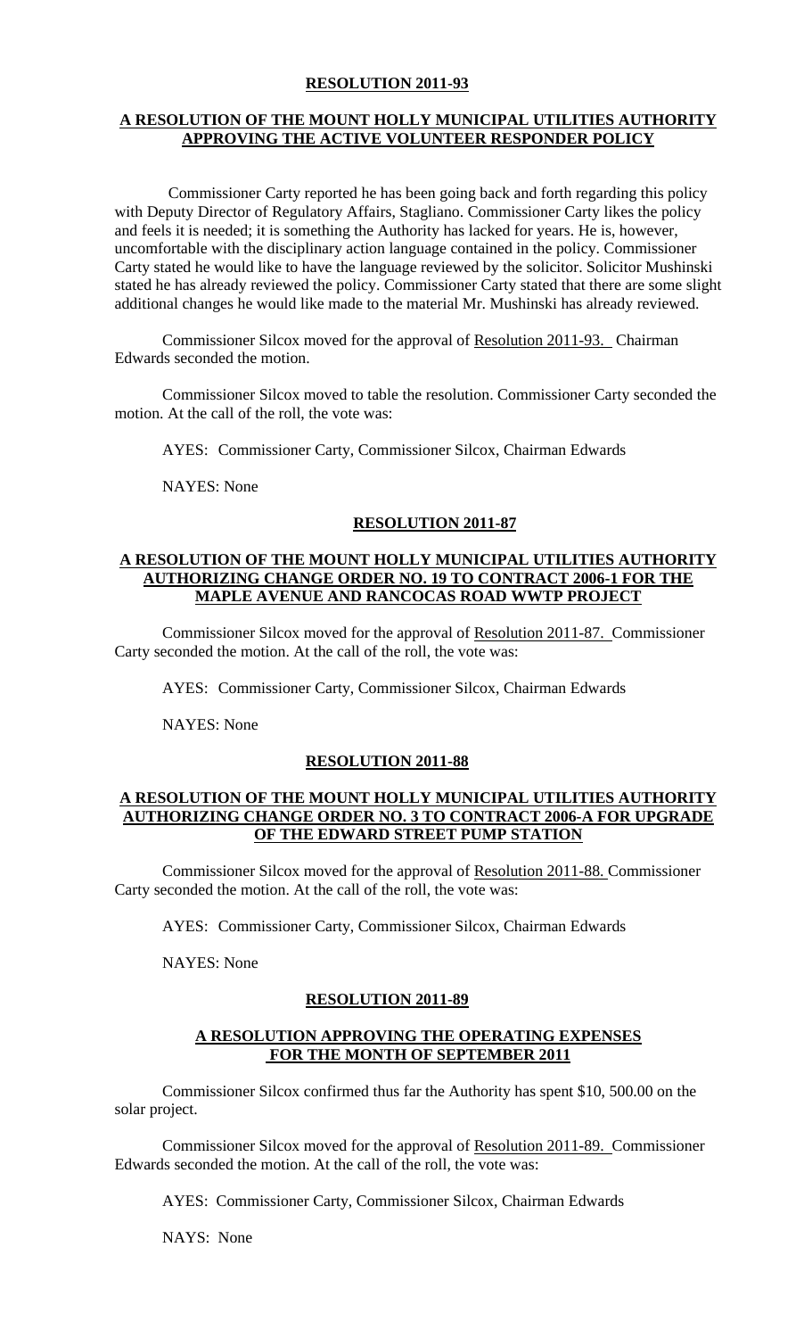**RESOLUTION 2011-93**

**A RESOLUTION OF THE MOUNT HOLLY MUNICIPAL UTILITIES AUTHORITY APPROVING THE ACTIVE VOLUNTEER RESPONDER POLICY**

Commissioner Carty reported he has been going back and forth regarding this policy with Deputy Director of Regulatory Affairs, Stagliano. Commissioner Carty likes the policy and feels it is needed; it is something the Authority has lacked for years. He is, however, uncomfortable with the disciplinary action language contained in the policy. Commissioner Carty stated he would like to have the language reviewed by the solicitor. Solicitor Mushinski stated he has already reviewed the policy. Commissioner Carty stated that there are some slight additional changes he would like made to the material Mr. Mushinski has already reviewed.

Commissioner Silcox moved for the approval of Resolution 2011-93. Chairman Edwards seconded the motion.

Commissioner Silcox moved to table the resolution. Commissioner Carty seconded the motion. At the call of the roll, the vote was:

AYES: Commissioner Carty, Commissioner Silcox, Chairman Edwards

NAYES: None

**RESOLUTION 2011-87**

**A RESOLUTION OF THE MOUNT HOLLY MUNICIPAL UTILITIES AUTHORITY AUTHORIZING CHANGE ORDER NO. 19 TO CONTRACT 2006-1 FOR THE MAPLE AVENUE AND RANCOCAS ROAD WWTP PROJECT**

Commissioner Silcox moved for the approval of Resolution 2011-87. Commissioner Carty seconded the motion. At the call of the roll, the vote was:

AYES: Commissioner Carty, Commissioner Silcox, Chairman Edwards

NAYES: None

**RESOLUTION 2011-88**

**A RESOLUTION OF THE MOUNT HOLLY MUNICIPAL UTILITIES AUTHORITY AUTHORIZING CHANGE ORDER NO. 3 TO CONTRACT 2006-A FOR UPGRADE OF THE EDWARD STREET PUMP STATION**

Commissioner Silcox moved for the approval of Resolution 2011-88. Commissioner Carty seconded the motion. At the call of the roll, the vote was:

AYES: Commissioner Carty, Commissioner Silcox, Chairman Edwards

NAYES: None

**RESOLUTION 2011-89**

**A RESOLUTION APPROVING THE OPERATING EXPENSES FOR THE MONTH OF SEPTEMBER 2011**

Commissioner Silcox confirmed thus far the Authority has spent $10, 500.00 on the solar project.

Commissioner Silcox moved for the approval of Resolution 2011-89. Commissioner Edwards seconded the motion. At the call of the roll, the vote was:

AYES: Commissioner Carty, Commissioner Silcox, Chairman Edwards

NAYS: None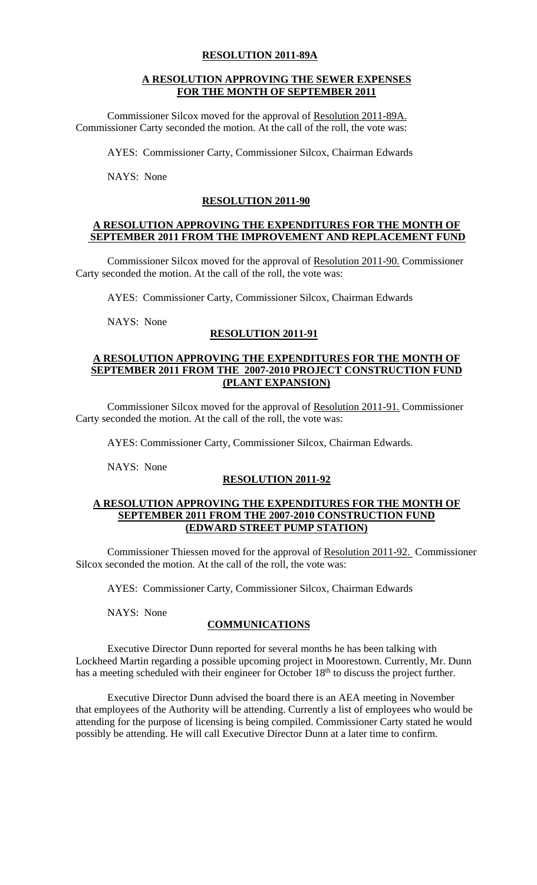**RESOLUTION 2011-89A**

**A RESOLUTION APPROVING THE SEWER EXPENSES FOR THE MONTH OF SEPTEMBER 2011**

Commissioner Silcox moved for the approval of Resolution 2011-89A. Commissioner Carty seconded the motion. At the call of the roll, the vote was:

AYES: Commissioner Carty, Commissioner Silcox, Chairman Edwards

NAYS: None

**RESOLUTION 2011-90**

**A RESOLUTION APPROVING THE EXPENDITURES FOR THE MONTH OF SEPTEMBER 2011 FROM THE IMPROVEMENT AND REPLACEMENT FUND**

Commissioner Silcox moved for the approval of Resolution 2011-90. Commissioner Carty seconded the motion. At the call of the roll, the vote was:

AYES: Commissioner Carty, Commissioner Silcox, Chairman Edwards

NAYS: None

**RESOLUTION 2011-91**

**A RESOLUTION APPROVING THE EXPENDITURES FOR THE MONTH OF SEPTEMBER 2011 FROM THE 2007-2010 PROJECT CONSTRUCTION FUND (PLANT EXPANSION)**

Commissioner Silcox moved for the approval of Resolution 2011-91. Commissioner Carty seconded the motion. At the call of the roll, the vote was:

AYES: Commissioner Carty, Commissioner Silcox, Chairman Edwards.

NAYS: None

**RESOLUTION 2011-92**

**A RESOLUTION APPROVING THE EXPENDITURES FOR THE MONTH OF SEPTEMBER 2011 FROM THE 2007-2010 CONSTRUCTION FUND (EDWARD STREET PUMP STATION)**

Commissioner Thiessen moved for the approval of Resolution 2011-92. Commissioner Silcox seconded the motion. At the call of the roll, the vote was:

AYES: Commissioner Carty, Commissioner Silcox, Chairman Edwards

NAYS: None

**COMMUNICATIONS**

Executive Director Dunn reported for several months he has been talking with Lockheed Martin regarding a possible upcoming project in Moorestown. Currently, Mr. Dunn has a meeting scheduled with their engineer for October 18th to discuss the project further.

Executive Director Dunn advised the board there is an AEA meeting in November that employees of the Authority will be attending. Currently a list of employees who would be attending for the purpose of licensing is being compiled. Commissioner Carty stated he would possibly be attending. He will call Executive Director Dunn at a later time to confirm.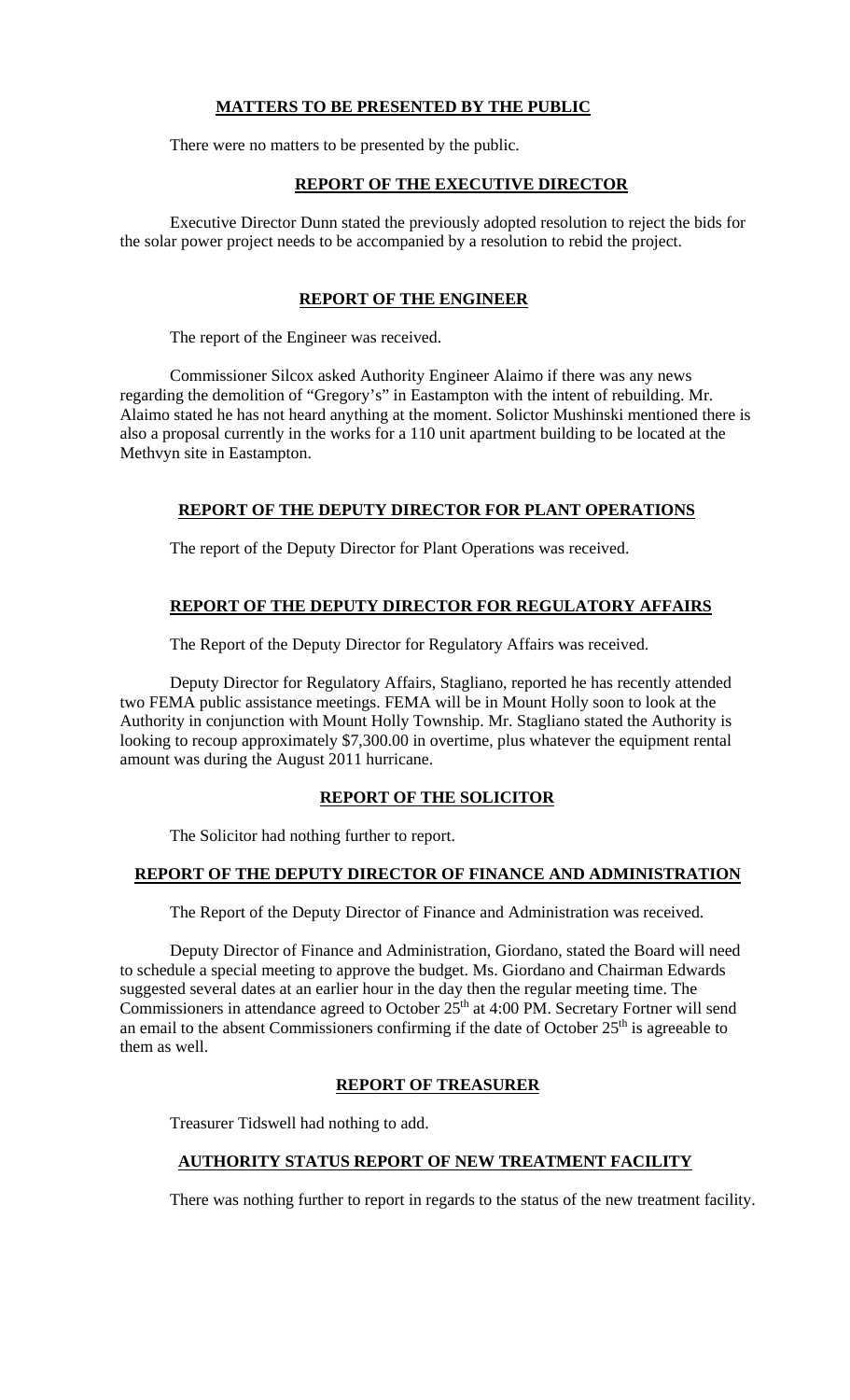## MATTERS TO BE PRESENTED BY THE PUBLIC

There were no matters to be presented by the public.

## REPORT OF THE EXECUTIVE DIRECTOR

Executive Director Dunn stated the previously adopted resolution to reject the bids for the solar power project needs to be accompanied by a resolution to rebid the project.

## REPORT OF THE ENGINEER

The report of the Engineer was received.

Commissioner Silcox asked Authority Engineer Alaimo if there was any news regarding the demolition of "Gregory's" in Eastampton with the intent of rebuilding. Mr. Alaimo stated he has not heard anything at the moment. Solictor Mushinski mentioned there is also a proposal currently in the works for a 110 unit apartment building to be located at the Methvyn site in Eastampton.

## REPORT OF THE DEPUTY DIRECTOR FOR PLANT OPERATIONS

The report of the Deputy Director for Plant Operations was received.

## REPORT OF THE DEPUTY DIRECTOR FOR REGULATORY AFFAIRS

The Report of the Deputy Director for Regulatory Affairs was received.

Deputy Director for Regulatory Affairs, Stagliano, reported he has recently attended two FEMA public assistance meetings. FEMA will be in Mount Holly soon to look at the Authority in conjunction with Mount Holly Township. Mr. Stagliano stated the Authority is looking to recoup approximately $7,300.00 in overtime, plus whatever the equipment rental amount was during the August 2011 hurricane.

## REPORT OF THE SOLICITOR

The Solicitor had nothing further to report.

## REPORT OF THE DEPUTY DIRECTOR OF FINANCE AND ADMINISTRATION

The Report of the Deputy Director of Finance and Administration was received.

Deputy Director of Finance and Administration, Giordano, stated the Board will need to schedule a special meeting to approve the budget. Ms. Giordano and Chairman Edwards suggested several dates at an earlier hour in the day then the regular meeting time. The Commissioners in attendance agreed to October 25th at 4:00 PM. Secretary Fortner will send an email to the absent Commissioners confirming if the date of October 25th is agreeable to them as well.

## REPORT OF TREASURER

Treasurer Tidswell had nothing to add.

## AUTHORITY STATUS REPORT OF NEW TREATMENT FACILITY

There was nothing further to report in regards to the status of the new treatment facility.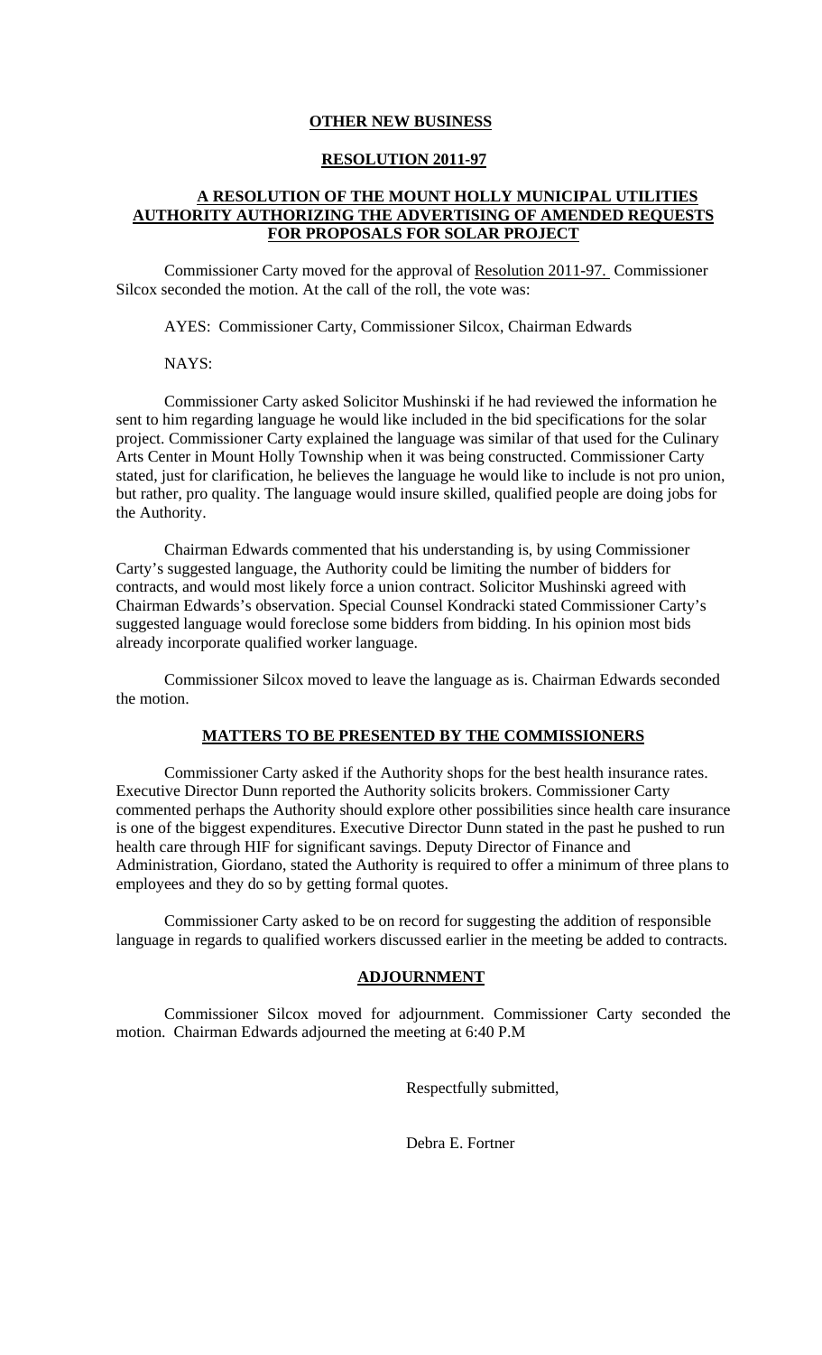## OTHER NEW BUSINESS

## RESOLUTION 2011-97

### A RESOLUTION OF THE MOUNT HOLLY MUNICIPAL UTILITIES AUTHORITY AUTHORIZING THE ADVERTISING OF AMENDED REQUESTS FOR PROPOSALS FOR SOLAR PROJECT

Commissioner Carty moved for the approval of Resolution 2011-97. Commissioner Silcox seconded the motion. At the call of the roll, the vote was:

AYES: Commissioner Carty, Commissioner Silcox, Chairman Edwards

NAYS:

Commissioner Carty asked Solicitor Mushinski if he had reviewed the information he sent to him regarding language he would like included in the bid specifications for the solar project. Commissioner Carty explained the language was similar of that used for the Culinary Arts Center in Mount Holly Township when it was being constructed. Commissioner Carty stated, just for clarification, he believes the language he would like to include is not pro union, but rather, pro quality. The language would insure skilled, qualified people are doing jobs for the Authority.

Chairman Edwards commented that his understanding is, by using Commissioner Carty's suggested language, the Authority could be limiting the number of bidders for contracts, and would most likely force a union contract. Solicitor Mushinski agreed with Chairman Edwards's observation. Special Counsel Kondracki stated Commissioner Carty's suggested language would foreclose some bidders from bidding. In his opinion most bids already incorporate qualified worker language.

Commissioner Silcox moved to leave the language as is. Chairman Edwards seconded the motion.

## MATTERS TO BE PRESENTED BY THE COMMISSIONERS

Commissioner Carty asked if the Authority shops for the best health insurance rates. Executive Director Dunn reported the Authority solicits brokers. Commissioner Carty commented perhaps the Authority should explore other possibilities since health care insurance is one of the biggest expenditures. Executive Director Dunn stated in the past he pushed to run health care through HIF for significant savings. Deputy Director of Finance and Administration, Giordano, stated the Authority is required to offer a minimum of three plans to employees and they do so by getting formal quotes.

Commissioner Carty asked to be on record for suggesting the addition of responsible language in regards to qualified workers discussed earlier in the meeting be added to contracts.

## ADJOURNMENT

Commissioner Silcox moved for adjournment. Commissioner Carty seconded the motion. Chairman Edwards adjourned the meeting at 6:40 P.M

Respectfully submitted,

Debra E. Fortner